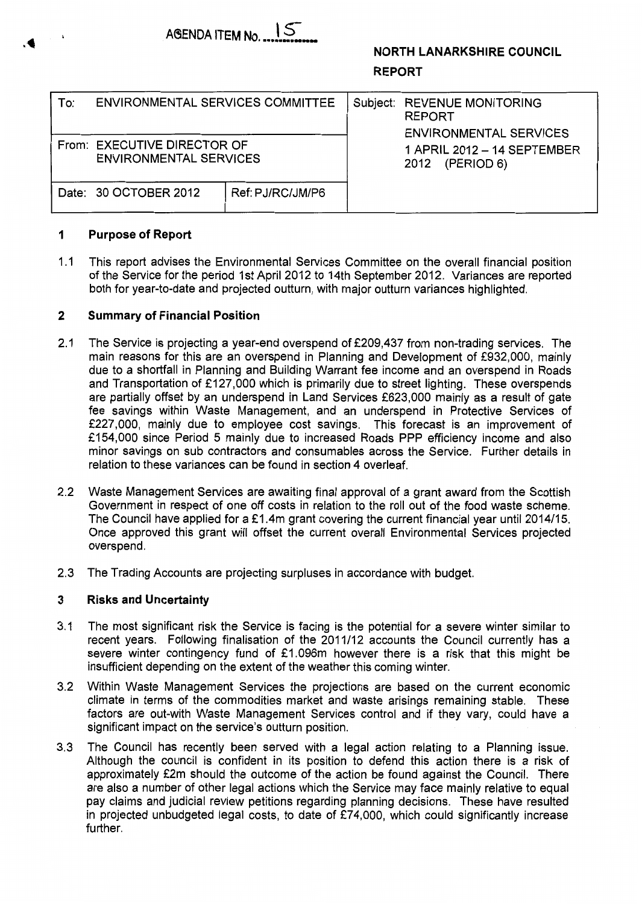AGENDA ITEM No. 15

**NORTH LANARKSHIRE COUNCIL**

**REPORT**

| To: ENVIRONMENTAL SERVICES COMMITTEE | | Subject: REVENUE MONITORING REPORT ENVIRONMENTAL SERVICES 1 APRIL 2012 – 14 SEPTEMBER 2012 (PERIOD 6) |
|---|---|---|
| From: EXECUTIVE DIRECTOR OF ENVIRONMENTAL SERVICES | | |
| Date: 30 OCTOBER 2012 | Ref: PJ/RC/JM/P6 | |

## 1 Purpose of Report

1.1 This report advises the Environmental Services Committee on the overall financial position of the Service for the period 1st April 2012 to 14th September 2012. Variances are reported both for year-to-date and projected outturn, with major outturn variances highlighted.

## 2 Summary of Financial Position

2.1 The Service is projecting a year-end overspend of £209,437 from non-trading services. The main reasons for this are an overspend in Planning and Development of £932,000, mainly due to a shortfall in Planning and Building Warrant fee income and an overspend in Roads and Transportation of £127,000 which is primarily due to street lighting. These overspends are partially offset by an underspend in Land Services £623,000 mainly as a result of gate fee savings within Waste Management, and an underspend in Protective Services of £227,000, mainly due to employee cost savings. This forecast is an improvement of £154,000 since Period 5 mainly due to increased Roads PPP efficiency income and also minor savings on sub contractors and consumables across the Service. Further details in relation to these variances can be found in section 4 overleaf.

2.2 Waste Management Services are awaiting final approval of a grant award from the Scottish Government in respect of one off costs in relation to the roll out of the food waste scheme. The Council have applied for a £1.4m grant covering the current financial year until 2014/15. Once approved this grant will offset the current overall Environmental Services projected overspend.

2.3 The Trading Accounts are projecting surpluses in accordance with budget.

## 3 Risks and Uncertainty

3.1 The most significant risk the Service is facing is the potential for a severe winter similar to recent years. Following finalisation of the 2011/12 accounts the Council currently has a severe winter contingency fund of £1.096m however there is a risk that this might be insufficient depending on the extent of the weather this coming winter.

3.2 Within Waste Management Services the projections are based on the current economic climate in terms of the commodities market and waste arisings remaining stable. These factors are out-with Waste Management Services control and if they vary, could have a significant impact on the service's outturn position.

3.3 The Council has recently been served with a legal action relating to a Planning issue. Although the council is confident in its position to defend this action there is a risk of approximately £2m should the outcome of the action be found against the Council. There are also a number of other legal actions which the Service may face mainly relative to equal pay claims and judicial review petitions regarding planning decisions. These have resulted in projected unbudgeted legal costs, to date of £74,000, which could significantly increase further.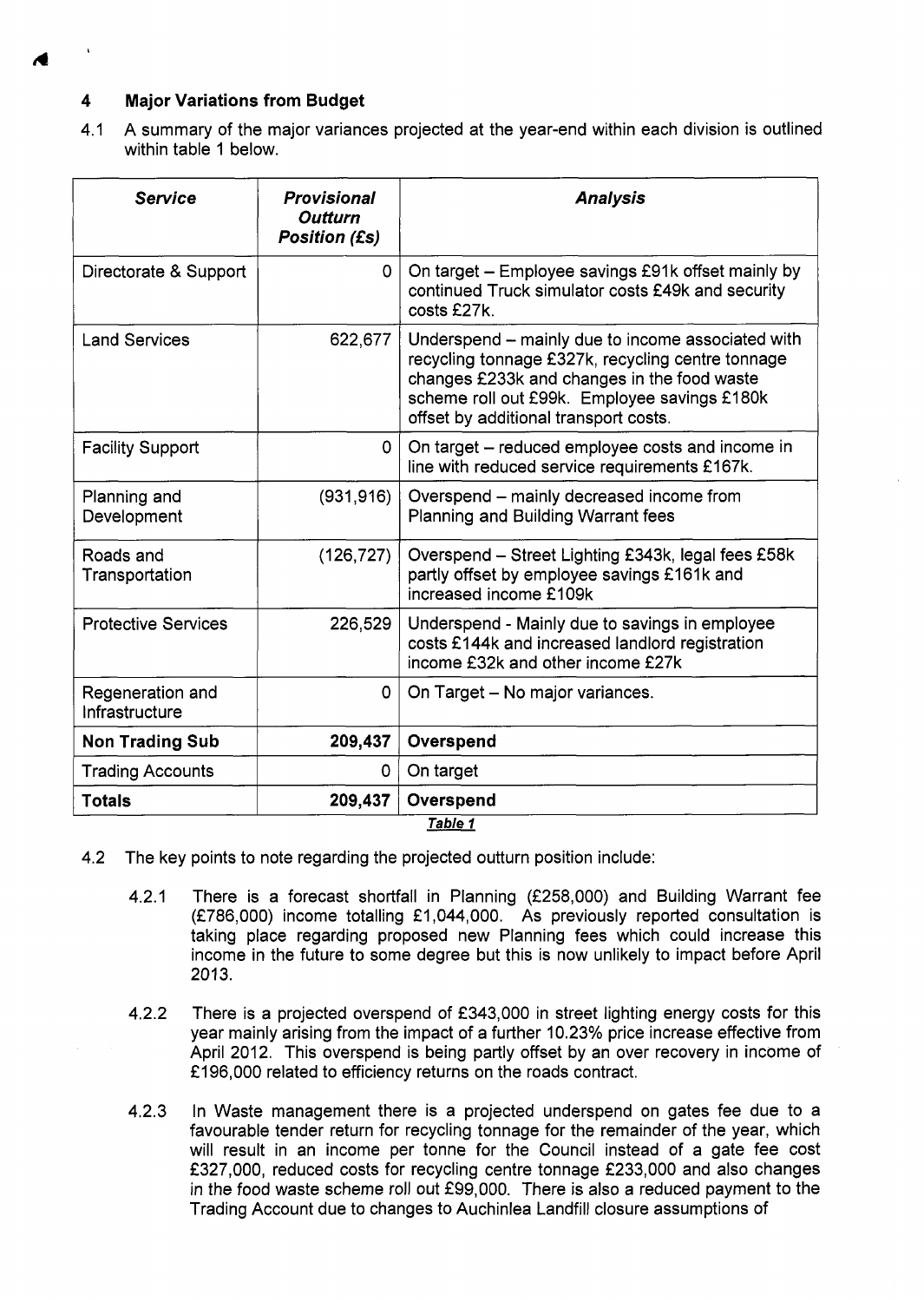## 4 Major Variations from Budget

4.1 A summary of the major variances projected at the year-end within each division is outlined within table 1 below.

| ***Service*** | ***Provisional Outturn Position (£s)*** | ***Analysis*** |
|---|---|---|
| Directorate & Support | 0 | On target – Employee savings £91k offset mainly by continued Truck simulator costs £49k and security costs £27k. |
| Land Services | 622,677 | Underspend – mainly due to income associated with recycling tonnage £327k, recycling centre tonnage changes £233k and changes in the food waste scheme roll out £99k. Employee savings £180k offset by additional transport costs. |
| Facility Support | 0 | On target – reduced employee costs and income in line with reduced service requirements £167k. |
| Planning and Development | (931,916) | Overspend – mainly decreased income from Planning and Building Warrant fees |
| Roads and Transportation | (126,727) | Overspend – Street Lighting £343k, legal fees £58k partly offset by employee savings £161k and increased income £109k |
| Protective Services | 226,529 | Underspend - Mainly due to savings in employee costs £144k and increased landlord registration income £32k and other income £27k |
| Regeneration and Infrastructure | 0 | On Target – No major variances. |
| **Non Trading Sub** | **209,437** | **Overspend** |
| Trading Accounts | 0 | On target |
| **Totals** | **209,437** | **Overspend** |

***Table 1***

4.2 The key points to note regarding the projected outturn position include:

4.2.1 There is a forecast shortfall in Planning (£258,000) and Building Warrant fee (£786,000) income totalling £1,044,000. As previously reported consultation is taking place regarding proposed new Planning fees which could increase this income in the future to some degree but this is now unlikely to impact before April 2013.

4.2.2 There is a projected overspend of £343,000 in street lighting energy costs for this year mainly arising from the impact of a further 10.23% price increase effective from April 2012. This overspend is being partly offset by an over recovery in income of £196,000 related to efficiency returns on the roads contract.

4.2.3 In Waste management there is a projected underspend on gates fee due to a favourable tender return for recycling tonnage for the remainder of the year, which will result in an income per tonne for the Council instead of a gate fee cost £327,000, reduced costs for recycling centre tonnage £233,000 and also changes in the food waste scheme roll out £99,000. There is also a reduced payment to the Trading Account due to changes to Auchinlea Landfill closure assumptions of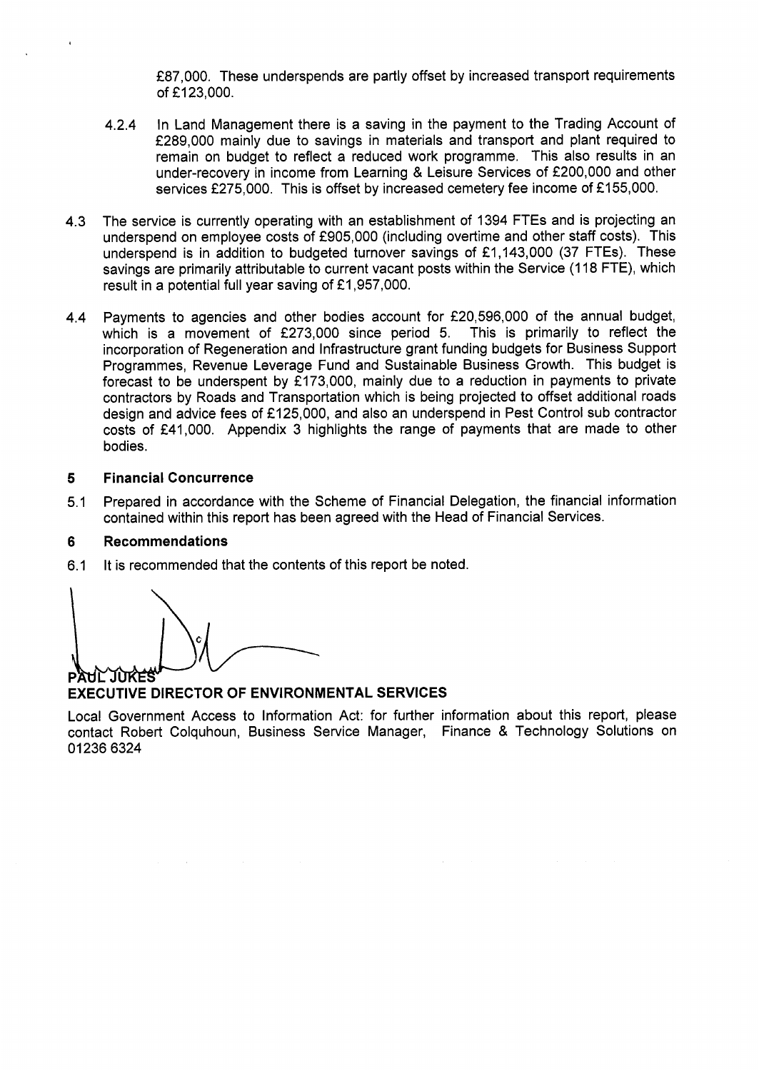£87,000. These underspends are partly offset by increased transport requirements of £123,000.

4.2.4 In Land Management there is a saving in the payment to the Trading Account of £289,000 mainly due to savings in materials and transport and plant required to remain on budget to reflect a reduced work programme. This also results in an under-recovery in income from Learning & Leisure Services of £200,000 and other services £275,000. This is offset by increased cemetery fee income of £155,000.

4.3 The service is currently operating with an establishment of 1394 FTEs and is projecting an underspend on employee costs of £905,000 (including overtime and other staff costs). This underspend is in addition to budgeted turnover savings of £1,143,000 (37 FTEs). These savings are primarily attributable to current vacant posts within the Service (118 FTE), which result in a potential full year saving of £1,957,000.

4.4 Payments to agencies and other bodies account for £20,596,000 of the annual budget, which is a movement of £273,000 since period 5. This is primarily to reflect the incorporation of Regeneration and Infrastructure grant funding budgets for Business Support Programmes, Revenue Leverage Fund and Sustainable Business Growth. This budget is forecast to be underspent by £173,000, mainly due to a reduction in payments to private contractors by Roads and Transportation which is being projected to offset additional roads design and advice fees of £125,000, and also an underspend in Pest Control sub contractor costs of £41,000. Appendix 3 highlights the range of payments that are made to other bodies.

## 5 Financial Concurrence

5.1 Prepared in accordance with the Scheme of Financial Delegation, the financial information contained within this report has been agreed with the Head of Financial Services.

## 6 Recommendations

6.1 It is recommended that the contents of this report be noted.

**PAUL JUKES**
**EXECUTIVE DIRECTOR OF ENVIRONMENTAL SERVICES**

Local Government Access to Information Act: for further information about this report, please contact Robert Colquhoun, Business Service Manager, Finance & Technology Solutions on 01236 6324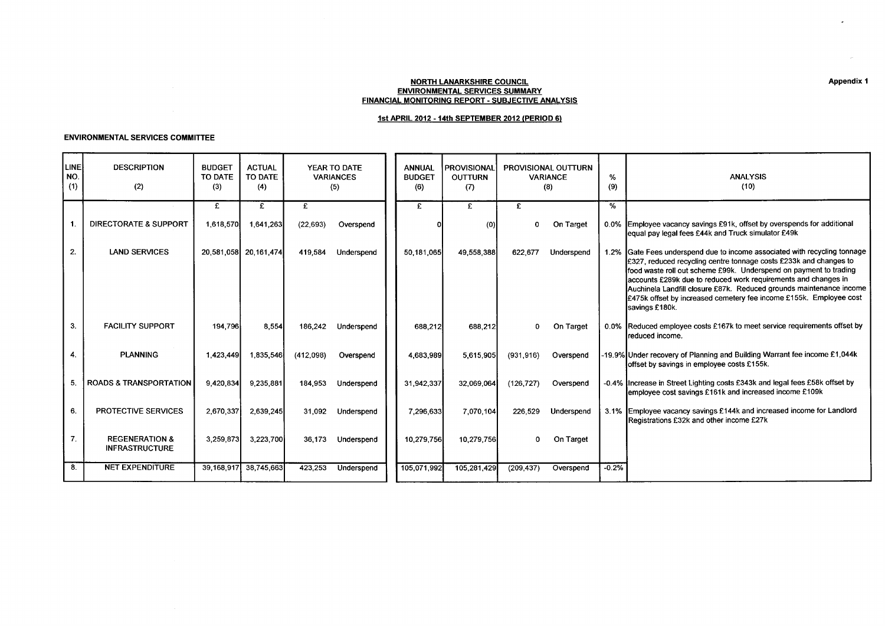**Appendix 1**

**NORTH LANARKSHIRE COUNCIL**
**ENVIRONMENTAL SERVICES SUMMARY**
**FINANCIAL MONITORING REPORT - SUBJECTIVE ANALYSIS**

**1st APRIL 2012 - 14th SEPTEMBER 2012 (PERIOD 6)**

**ENVIRONMENTAL SERVICES COMMITTEE**

| LINE NO. (1) | DESCRIPTION (2) | BUDGET TO DATE (3) | ACTUAL TO DATE (4) | YEAR TO DATE VARIANCES (5) | | ANNUAL BUDGET (6) | PROVISIONAL OUTTURN (7) | PROVISIONAL OUTTURN VARIANCE (8) | | % (9) | ANALYSIS (10) |
|---|---|---|---|---|---|---|---|---|---|---|---|
| | | £ | £ | £ | | £ | £ | £ | | % | |
| 1. | DIRECTORATE & SUPPORT | 1,618,570 | 1,641,263 | (22,693) | Overspend | 0 | (0) | 0 | On Target | 0.0% | Employee vacancy savings £91k, offset by overspends for additional equal pay legal fees £44k and Truck simulator £49k |
| 2. | LAND SERVICES | 20,581,058 | 20,161,474 | 419,584 | Underspend | 50,181,065 | 49,558,388 | 622,677 | Underspend | 1.2% | Gate Fees underspend due to income associated with recycling tonnage £327, reduced recycling centre tonnage costs £233k and changes to food waste roll out scheme £99k. Underspend on payment to trading accounts £289k due to reduced work requirements and changes in Auchinela Landfill closure £87k. Reduced grounds maintenance income £475k offset by increased cemetery fee income £155k. Employee cost savings £180k. |
| 3. | FACILITY SUPPORT | 194,796 | 8,554 | 186,242 | Underspend | 688,212 | 688,212 | 0 | On Target | 0.0% | Reduced employee costs £167k to meet service requirements offset by reduced income. |
| 4. | PLANNING | 1,423,449 | 1,835,546 | (412,098) | Overspend | 4,683,989 | 5,615,905 | (931,916) | Overspend | -19.9% | Under recovery of Planning and Building Warrant fee income £1,044k offset by savings in employee costs £155k. |
| 5. | ROADS & TRANSPORTATION | 9,420,834 | 9,235,881 | 184,953 | Underspend | 31,942,337 | 32,069,064 | (126,727) | Overspend | -0.4% | Increase in Street Lighting costs £343k and legal fees £58k offset by employee cost savings £161k and increased income £109k |
| 6. | PROTECTIVE SERVICES | 2,670,337 | 2,639,245 | 31,092 | Underspend | 7,296,633 | 7,070,104 | 226,529 | Underspend | 3.1% | Employee vacancy savings £144k and increased income for Landlord Registrations £32k and other income £27k |
| 7. | REGENERATION & INFRASTRUCTURE | 3,259,873 | 3,223,700 | 36,173 | Underspend | 10,279,756 | 10,279,756 | 0 | On Target | | |
| 8. | NET EXPENDITURE | 39,168,917 | 38,745,663 | 423,253 | Underspend | 105,071,992 | 105,281,429 | (209,437) | Overspend | -0.2% | |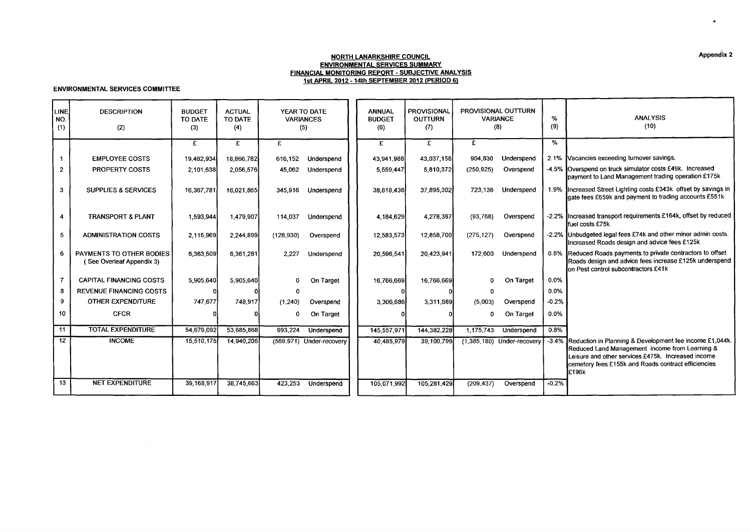Appendix 2

**NORTH LANARKSHIRE COUNCIL**
**ENVIRONMENTAL SERVICES SUMMARY**
**FINANCIAL MONITORING REPORT - SUBJECTIVE ANALYSIS**
**1st APRIL 2012 - 14th SEPTEMBER 2012 (PERIOD 6)**

**ENVIRONMENTAL SERVICES COMMITTEE**

| LINE NO. (1) | DESCRIPTION (2) | BUDGET TO DATE (3) | ACTUAL TO DATE (4) | YEAR TO DATE VARIANCES (5) | | ANNUAL BUDGET (6) | PROVISIONAL OUTTURN (7) | PROVISIONAL OUTTURN VARIANCE (8) | | % (9) | ANALYSIS (10) |
|---|---|---|---|---|---|---|---|---|---|---|---|
| | | £ | £ | £ | | £ | £ | £ | | % | |
| 1 | EMPLOYEE COSTS | 19,482,934 | 18,866,782 | 616,152 | Underspend | 43,941,988 | 43,037,158 | 904,830 | Underspend | 2.1% | Vacancies exceeding turnover savings. |
| 2 | PROPERTY COSTS | 2,101,638 | 2,056,576 | 45,062 | Underspend | 5,559,447 | 5,810,372 | (250,925) | Overspend | -4.5% | Overspend on truck simulator costs £49k. Increased payment to Land Management trading operation £175k |
| 3 | SUPPLIES & SERVICES | 16,367,781 | 16,021,865 | 345,916 | Underspend | 38,618,438 | 37,895,302 | 723,136 | Underspend | 1.9% | Increased Street Lighting costs £343k offset by savings in gate fees £659k and payment to trading accounts £551k |
| 4 | TRANSPORT & PLANT | 1,593,944 | 1,479,907 | 114,037 | Underspend | 4,184,629 | 4,278,397 | (93,768) | Overspend | -2.2% | Increased transport requirements £164k, offset by reduced fuel costs £75k |
| 5 | ADMINISTRATION COSTS | 2,115,969 | 2,244,899 | (128,930) | Overspend | 12,583,573 | 12,858,700 | (275,127) | Overspend | -2.2% | Unbudgeted legal fees £74k and other minor admin costs. Increased Roads design and advice fees £125k |
| 6 | PAYMENTS TO OTHER BODIES ( See Overleaf Appendix 3) | 6,363,509 | 6,361,281 | 2,227 | Underspend | 20,596,541 | 20,423,941 | 172,600 | Underspend | 0.8% | Reduced Roads payments to private contractors to offset Roads design and advice fees increase £125k underspend on Pest control subcontractors £41k |
| 7 | CAPITAL FINANCING COSTS | 5,905,640 | 5,905,640 | 0 | On Target | 16,766,669 | 16,766,669 | 0 | On Target | 0.0% | |
| 8 | REVENUE FINANCING COSTS | 0 | 0 | 0 | | 0 | 0 | 0 | | 0.0% | |
| 9 | OTHER EXPENDITURE | 747,677 | 748,917 | (1,240) | Overspend | 3,306,686 | 3,311,689 | (5,003) | Overspend | -0.2% | |
| 10 | CFCR | 0 | 0 | 0 | On Target | 0 | 0 | 0 | On Target | 0.0% | |
| 11 | TOTAL EXPENDITURE | 54,679,092 | 53,685,868 | 993,224 | Underspend | 145,557,971 | 144,382,228 | 1,175,743 | Underspend | 0.8% | |
| 12 | INCOME | 15,510,175 | 14,940,205 | (569,971) | Under-recovery | 40,485,979 | 39,100,799 | (1,385,180) | Under-recovery | -3.4% | Reduction in Planning & Development fee income £1,044k. Reduced Land Management income from Learning & Leisure and other services £475k. Increased income cemetery fees £155k and Roads contract efficiencies £196k |
| 13 | NET EXPENDITURE | 39,168,917 | 38,745,663 | 423,253 | Underspend | 105,071,992 | 105,281,429 | (209,437) | Overspend | -0.2% | |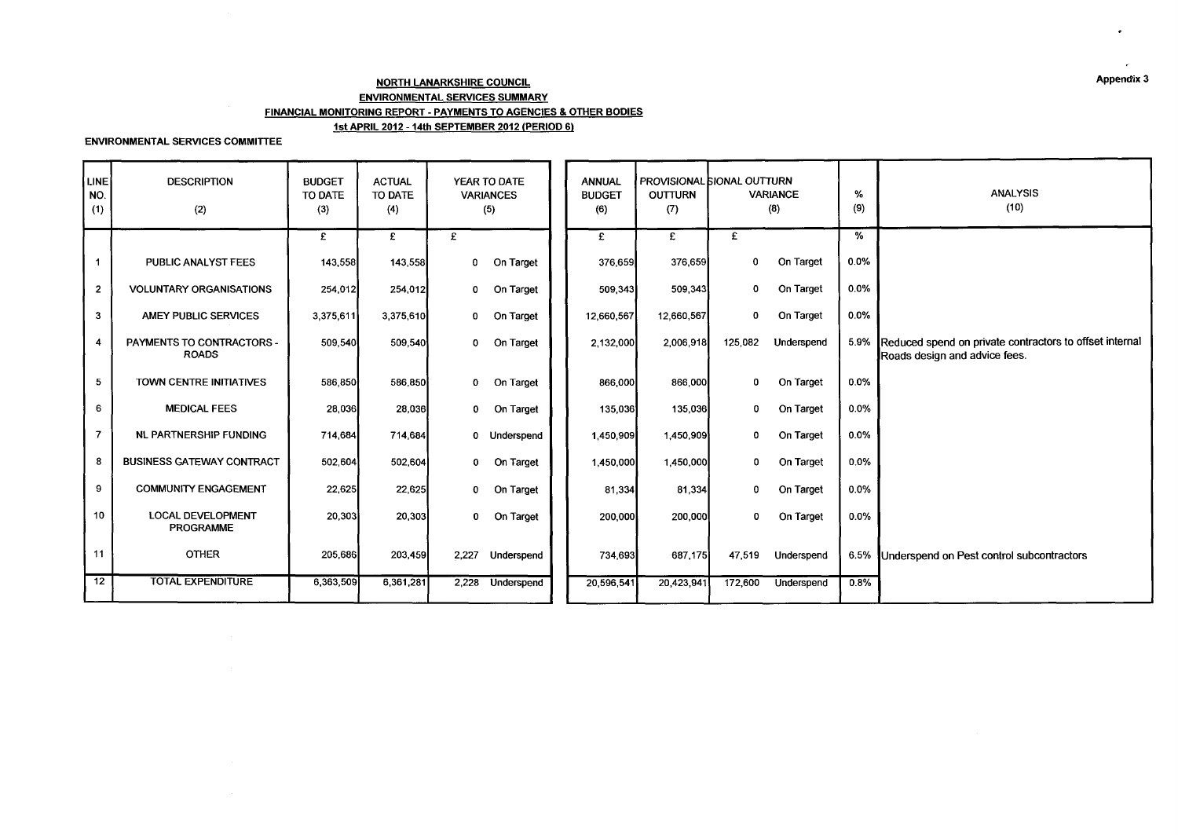Appendix 3

**NORTH LANARKSHIRE COUNCIL**

**ENVIRONMENTAL SERVICES SUMMARY**

**FINANCIAL MONITORING REPORT - PAYMENTS TO AGENCIES & OTHER BODIES**

**1st APRIL 2012 - 14th SEPTEMBER 2012 (PERIOD 6)**

**ENVIRONMENTAL SERVICES COMMITTEE**

| LINE NO. (1) | DESCRIPTION (2) | BUDGET TO DATE (3) | ACTUAL TO DATE (4) | YEAR TO DATE VARIANCES (5) | | ANNUAL BUDGET (6) | PROVISIONAL OUTTURN (7) | PROVISIONAL OUTTURN VARIANCE (8) | | % (9) | ANALYSIS (10) |
|---|---|---|---|---|---|---|---|---|---|---|---|
| | | £ | £ | £ | | £ | £ | £ | | % | |
| 1 | PUBLIC ANALYST FEES | 143,558 | 143,558 | 0 | On Target | 376,659 | 376,659 | 0 | On Target | 0.0% | |
| 2 | VOLUNTARY ORGANISATIONS | 254,012 | 254,012 | 0 | On Target | 509,343 | 509,343 | 0 | On Target | 0.0% | |
| 3 | AMEY PUBLIC SERVICES | 3,375,611 | 3,375,610 | 0 | On Target | 12,660,567 | 12,660,567 | 0 | On Target | 0.0% | |
| 4 | PAYMENTS TO CONTRACTORS - ROADS | 509,540 | 509,540 | 0 | On Target | 2,132,000 | 2,006,918 | 125,082 | Underspend | 5.9% | Reduced spend on private contractors to offset internal Roads design and advice fees. |
| 5 | TOWN CENTRE INITIATIVES | 586,850 | 586,850 | 0 | On Target | 866,000 | 866,000 | 0 | On Target | 0.0% | |
| 6 | MEDICAL FEES | 28,036 | 28,036 | 0 | On Target | 135,036 | 135,036 | 0 | On Target | 0.0% | |
| 7 | NL PARTNERSHIP FUNDING | 714,684 | 714,684 | 0 | Underspend | 1,450,909 | 1,450,909 | 0 | On Target | 0.0% | |
| 8 | BUSINESS GATEWAY CONTRACT | 502,604 | 502,604 | 0 | On Target | 1,450,000 | 1,450,000 | 0 | On Target | 0.0% | |
| 9 | COMMUNITY ENGAGEMENT | 22,625 | 22,625 | 0 | On Target | 81,334 | 81,334 | 0 | On Target | 0.0% | |
| 10 | LOCAL DEVELOPMENT PROGRAMME | 20,303 | 20,303 | 0 | On Target | 200,000 | 200,000 | 0 | On Target | 0.0% | |
| 11 | OTHER | 205,686 | 203,459 | 2,227 | Underspend | 734,693 | 687,175 | 47,519 | Underspend | 6.5% | Underspend on Pest control subcontractors |
| 12 | TOTAL EXPENDITURE | 6,363,509 | 6,361,281 | 2,228 | Underspend | 20,596,541 | 20,423,941 | 172,600 | Underspend | 0.8% | |